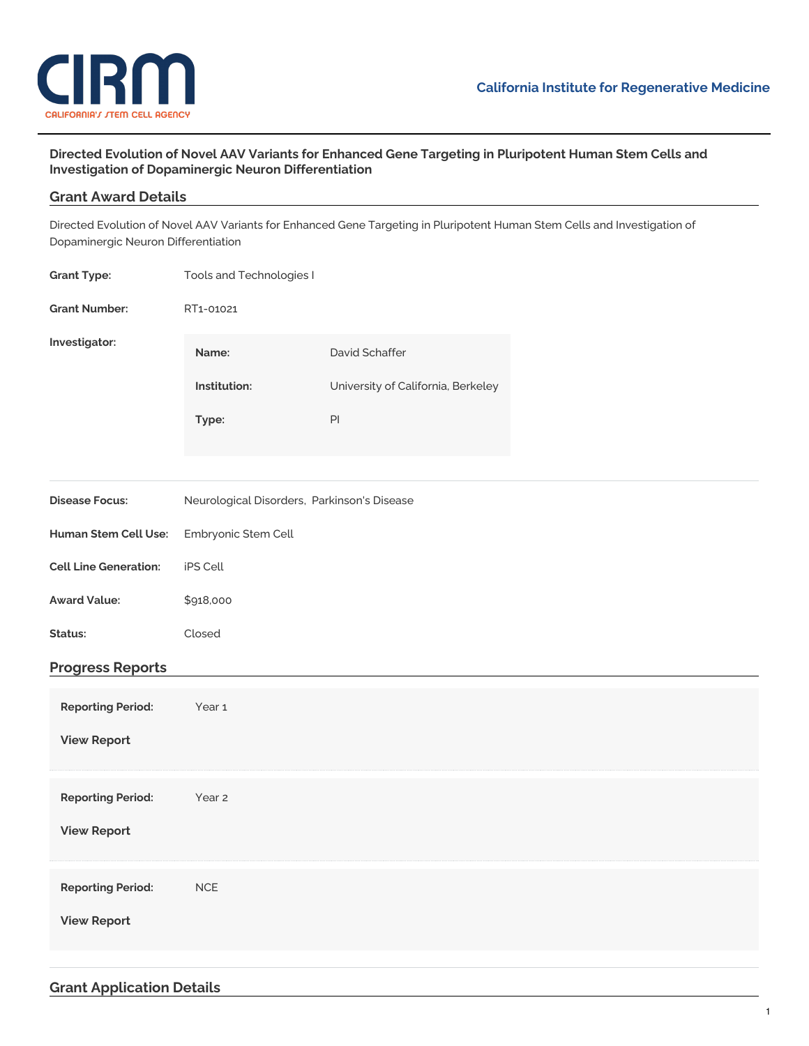California Institute for Regenerative Medicine

# Directed Evolution of Novel AAV Variants for Enhanced Gene Targeting in Pluripotent Human Stem Cells and Investigation of Dopaminergic Neuron Differentiation

## Grant Award Details

Directed Evolution of Novel AAV Variants for Enhanced Gene Targeting in Pluripotent Human Stem Cells and Investigation of Dopaminergic Neuron Differentiation

**Grant Type:** Tools and Technologies I

**Grant Number:** RT1-01021

**Investigator:**

| | |
|---|---|
| **Name:** | David Schaffer |
| **Institution:** | University of California, Berkeley |
| **Type:** | PI |

**Disease Focus:** Neurological Disorders, Parkinson's Disease

**Human Stem Cell Use:** Embryonic Stem Cell

**Cell Line Generation:** iPS Cell

**Award Value:** $918,000

**Status:** Closed

## Progress Reports

**Reporting Period:** Year 1

**View Report**

**Reporting Period:** Year 2

**View Report**

**Reporting Period:** NCE

**View Report**

## Grant Application Details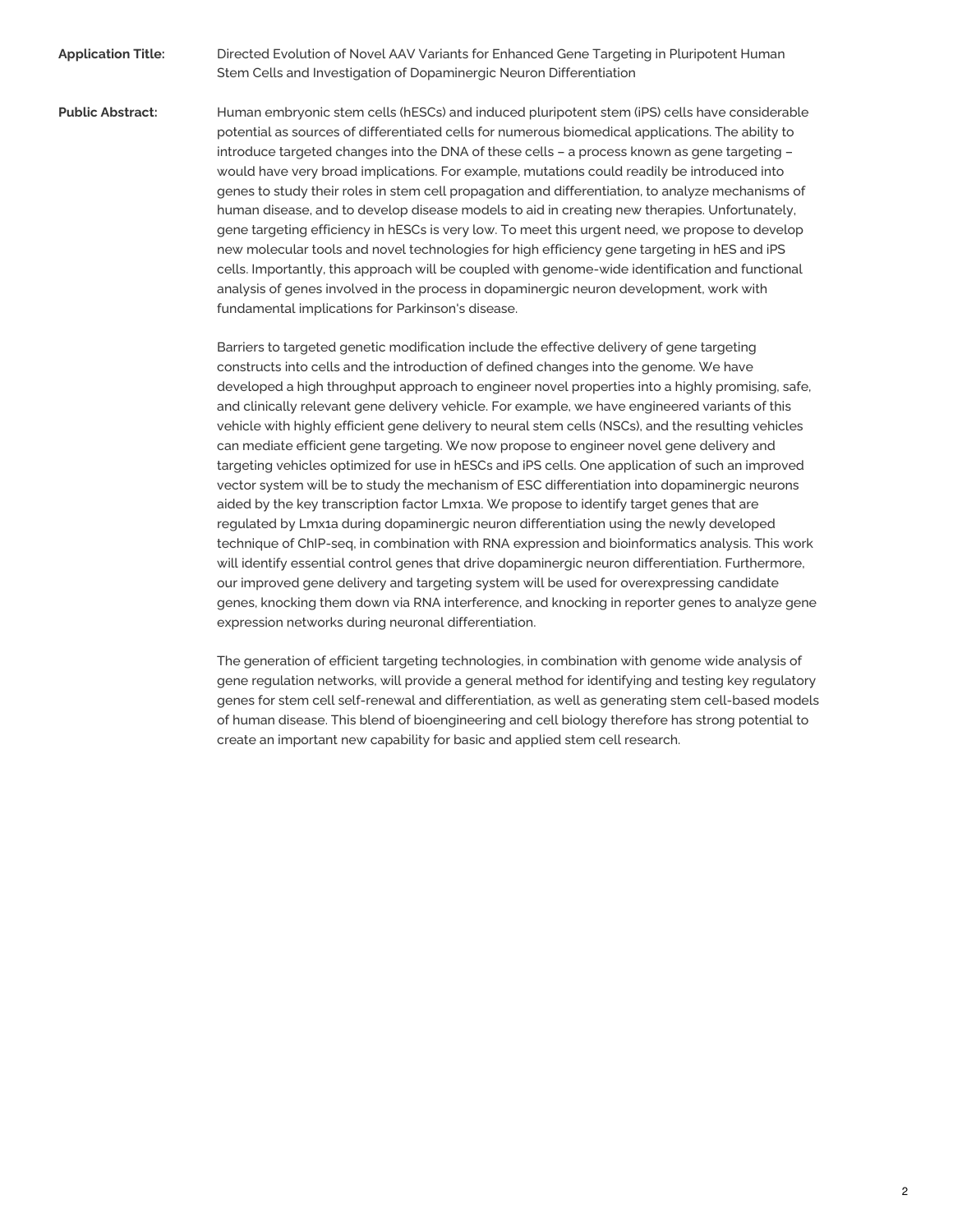**Application Title:** Directed Evolution of Novel AAV Variants for Enhanced Gene Targeting in Pluripotent Human Stem Cells and Investigation of Dopaminergic Neuron Differentiation

**Public Abstract:** Human embryonic stem cells (hESCs) and induced pluripotent stem (iPS) cells have considerable potential as sources of differentiated cells for numerous biomedical applications. The ability to introduce targeted changes into the DNA of these cells – a process known as gene targeting – would have very broad implications. For example, mutations could readily be introduced into genes to study their roles in stem cell propagation and differentiation, to analyze mechanisms of human disease, and to develop disease models to aid in creating new therapies. Unfortunately, gene targeting efficiency in hESCs is very low. To meet this urgent need, we propose to develop new molecular tools and novel technologies for high efficiency gene targeting in hES and iPS cells. Importantly, this approach will be coupled with genome-wide identification and functional analysis of genes involved in the process in dopaminergic neuron development, work with fundamental implications for Parkinson's disease.

Barriers to targeted genetic modification include the effective delivery of gene targeting constructs into cells and the introduction of defined changes into the genome. We have developed a high throughput approach to engineer novel properties into a highly promising, safe, and clinically relevant gene delivery vehicle. For example, we have engineered variants of this vehicle with highly efficient gene delivery to neural stem cells (NSCs), and the resulting vehicles can mediate efficient gene targeting. We now propose to engineer novel gene delivery and targeting vehicles optimized for use in hESCs and iPS cells. One application of such an improved vector system will be to study the mechanism of ESC differentiation into dopaminergic neurons aided by the key transcription factor Lmx1a. We propose to identify target genes that are regulated by Lmx1a during dopaminergic neuron differentiation using the newly developed technique of ChIP-seq, in combination with RNA expression and bioinformatics analysis. This work will identify essential control genes that drive dopaminergic neuron differentiation. Furthermore, our improved gene delivery and targeting system will be used for overexpressing candidate genes, knocking them down via RNA interference, and knocking in reporter genes to analyze gene expression networks during neuronal differentiation.

The generation of efficient targeting technologies, in combination with genome wide analysis of gene regulation networks, will provide a general method for identifying and testing key regulatory genes for stem cell self-renewal and differentiation, as well as generating stem cell-based models of human disease. This blend of bioengineering and cell biology therefore has strong potential to create an important new capability for basic and applied stem cell research.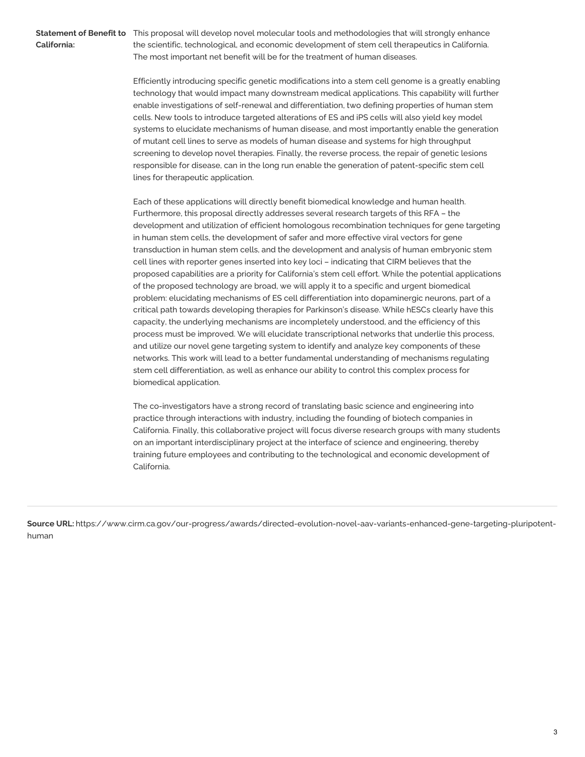**Statement of Benefit to California:**

This proposal will develop novel molecular tools and methodologies that will strongly enhance the scientific, technological, and economic development of stem cell therapeutics in California. The most important net benefit will be for the treatment of human diseases.

Efficiently introducing specific genetic modifications into a stem cell genome is a greatly enabling technology that would impact many downstream medical applications. This capability will further enable investigations of self-renewal and differentiation, two defining properties of human stem cells. New tools to introduce targeted alterations of ES and iPS cells will also yield key model systems to elucidate mechanisms of human disease, and most importantly enable the generation of mutant cell lines to serve as models of human disease and systems for high throughput screening to develop novel therapies. Finally, the reverse process, the repair of genetic lesions responsible for disease, can in the long run enable the generation of patent-specific stem cell lines for therapeutic application.

Each of these applications will directly benefit biomedical knowledge and human health. Furthermore, this proposal directly addresses several research targets of this RFA – the development and utilization of efficient homologous recombination techniques for gene targeting in human stem cells, the development of safer and more effective viral vectors for gene transduction in human stem cells, and the development and analysis of human embryonic stem cell lines with reporter genes inserted into key loci – indicating that CIRM believes that the proposed capabilities are a priority for California's stem cell effort. While the potential applications of the proposed technology are broad, we will apply it to a specific and urgent biomedical problem: elucidating mechanisms of ES cell differentiation into dopaminergic neurons, part of a critical path towards developing therapies for Parkinson's disease. While hESCs clearly have this capacity, the underlying mechanisms are incompletely understood, and the efficiency of this process must be improved. We will elucidate transcriptional networks that underlie this process, and utilize our novel gene targeting system to identify and analyze key components of these networks. This work will lead to a better fundamental understanding of mechanisms regulating stem cell differentiation, as well as enhance our ability to control this complex process for biomedical application.

The co-investigators have a strong record of translating basic science and engineering into practice through interactions with industry, including the founding of biotech companies in California. Finally, this collaborative project will focus diverse research groups with many students on an important interdisciplinary project at the interface of science and engineering, thereby training future employees and contributing to the technological and economic development of California.

---

**Source URL:** https://www.cirm.ca.gov/our-progress/awards/directed-evolution-novel-aav-variants-enhanced-gene-targeting-pluripotent-human